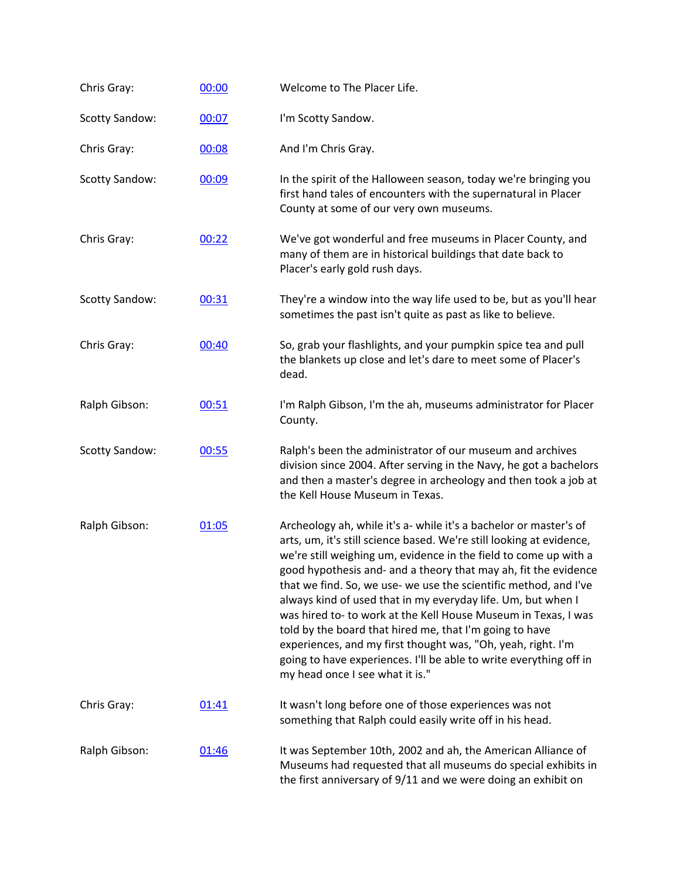| | | |
|---|---|---|
| Chris Gray: | [00:00] | Welcome to The Placer Life. |
| Scotty Sandow: | [00:07] | I'm Scotty Sandow. |
| Chris Gray: | [00:08] | And I'm Chris Gray. |
| Scotty Sandow: | [00:09] | In the spirit of the Halloween season, today we're bringing you first hand tales of encounters with the supernatural in Placer County at some of our very own museums. |
| Chris Gray: | [00:22] | We've got wonderful and free museums in Placer County, and many of them are in historical buildings that date back to Placer's early gold rush days. |
| Scotty Sandow: | [00:31] | They're a window into the way life used to be, but as you'll hear sometimes the past isn't quite as past as like to believe. |
| Chris Gray: | [00:40] | So, grab your flashlights, and your pumpkin spice tea and pull the blankets up close and let's dare to meet some of Placer's dead. |
| Ralph Gibson: | [00:51] | I'm Ralph Gibson, I'm the ah, museums administrator for Placer County. |
| Scotty Sandow: | [00:55] | Ralph's been the administrator of our museum and archives division since 2004. After serving in the Navy, he got a bachelors and then a master's degree in archeology and then took a job at the Kell House Museum in Texas. |
| Ralph Gibson: | [01:05] | Archeology ah, while it's a- while it's a bachelor or master's of arts, um, it's still science based. We're still looking at evidence, we're still weighing um, evidence in the field to come up with a good hypothesis and- and a theory that may ah, fit the evidence that we find. So, we use- we use the scientific method, and I've always kind of used that in my everyday life. Um, but when I was hired to- to work at the Kell House Museum in Texas, I was told by the board that hired me, that I'm going to have experiences, and my first thought was, "Oh, yeah, right. I'm going to have experiences. I'll be able to write everything off in my head once I see what it is." |
| Chris Gray: | [01:41] | It wasn't long before one of those experiences was not something that Ralph could easily write off in his head. |
| Ralph Gibson: | [01:46] | It was September 10th, 2002 and ah, the American Alliance of Museums had requested that all museums do special exhibits in the first anniversary of 9/11 and we were doing an exhibit on |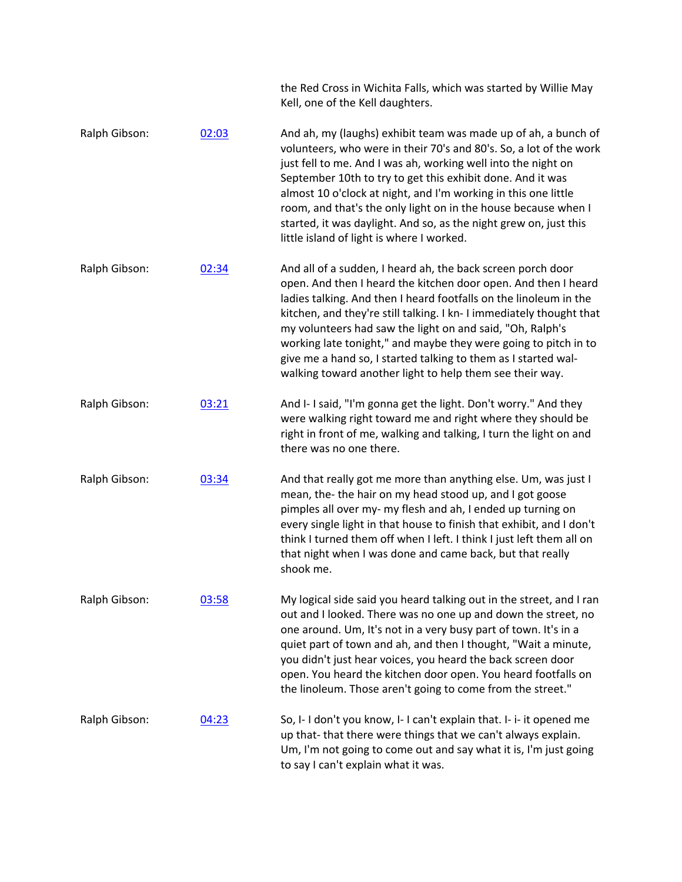the Red Cross in Wichita Falls, which was started by Willie May Kell, one of the Kell daughters.

Ralph Gibson: [02:03](#) And ah, my (laughs) exhibit team was made up of ah, a bunch of volunteers, who were in their 70's and 80's. So, a lot of the work just fell to me. And I was ah, working well into the night on September 10th to try to get this exhibit done. And it was almost 10 o'clock at night, and I'm working in this one little room, and that's the only light on in the house because when I started, it was daylight. And so, as the night grew on, just this little island of light is where I worked.

Ralph Gibson: [02:34](#) And all of a sudden, I heard ah, the back screen porch door open. And then I heard the kitchen door open. And then I heard ladies talking. And then I heard footfalls on the linoleum in the kitchen, and they're still talking. I kn- I immediately thought that my volunteers had saw the light on and said, "Oh, Ralph's working late tonight," and maybe they were going to pitch in to give me a hand so, I started talking to them as I started wal- walking toward another light to help them see their way.

Ralph Gibson: [03:21](#) And I- I said, "I'm gonna get the light. Don't worry." And they were walking right toward me and right where they should be right in front of me, walking and talking, I turn the light on and there was no one there.

Ralph Gibson: [03:34](#) And that really got me more than anything else. Um, was just I mean, the- the hair on my head stood up, and I got goose pimples all over my- my flesh and ah, I ended up turning on every single light in that house to finish that exhibit, and I don't think I turned them off when I left. I think I just left them all on that night when I was done and came back, but that really shook me.

Ralph Gibson: [03:58](#) My logical side said you heard talking out in the street, and I ran out and I looked. There was no one up and down the street, no one around. Um, It's not in a very busy part of town. It's in a quiet part of town and ah, and then I thought, "Wait a minute, you didn't just hear voices, you heard the back screen door open. You heard the kitchen door open. You heard footfalls on the linoleum. Those aren't going to come from the street."

Ralph Gibson: [04:23](#) So, I- I don't you know, I- I can't explain that. I- i- it opened me up that- that there were things that we can't always explain. Um, I'm not going to come out and say what it is, I'm just going to say I can't explain what it was.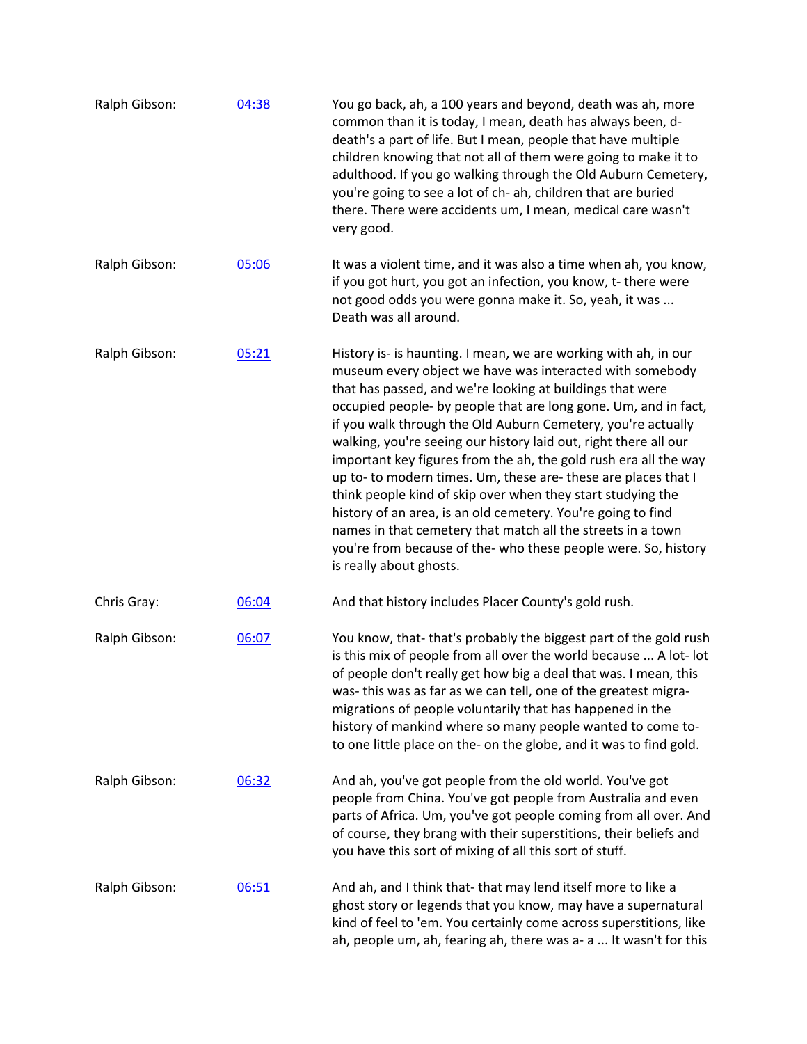Ralph Gibson: [04:38] You go back, ah, a 100 years and beyond, death was ah, more common than it is today, I mean, death has always been, d- death's a part of life. But I mean, people that have multiple children knowing that not all of them were going to make it to adulthood. If you go walking through the Old Auburn Cemetery, you're going to see a lot of ch- ah, children that are buried there. There were accidents um, I mean, medical care wasn't very good.

Ralph Gibson: [05:06] It was a violent time, and it was also a time when ah, you know, if you got hurt, you got an infection, you know, t- there were not good odds you were gonna make it. So, yeah, it was ... Death was all around.

Ralph Gibson: [05:21] History is- is haunting. I mean, we are working with ah, in our museum every object we have was interacted with somebody that has passed, and we're looking at buildings that were occupied people- by people that are long gone. Um, and in fact, if you walk through the Old Auburn Cemetery, you're actually walking, you're seeing our history laid out, right there all our important key figures from the ah, the gold rush era all the way up to- to modern times. Um, these are- these are places that I think people kind of skip over when they start studying the history of an area, is an old cemetery. You're going to find names in that cemetery that match all the streets in a town you're from because of the- who these people were. So, history is really about ghosts.

Chris Gray: [06:04] And that history includes Placer County's gold rush.

Ralph Gibson: [06:07] You know, that- that's probably the biggest part of the gold rush is this mix of people from all over the world because ... A lot- lot of people don't really get how big a deal that was. I mean, this was- this was as far as we can tell, one of the greatest migra- migrations of people voluntarily that has happened in the history of mankind where so many people wanted to come to- to one little place on the- on the globe, and it was to find gold.

Ralph Gibson: [06:32] And ah, you've got people from the old world. You've got people from China. You've got people from Australia and even parts of Africa. Um, you've got people coming from all over. And of course, they brang with their superstitions, their beliefs and you have this sort of mixing of all this sort of stuff.

Ralph Gibson: [06:51] And ah, and I think that- that may lend itself more to like a ghost story or legends that you know, may have a supernatural kind of feel to 'em. You certainly come across superstitions, like ah, people um, ah, fearing ah, there was a- a ... It wasn't for this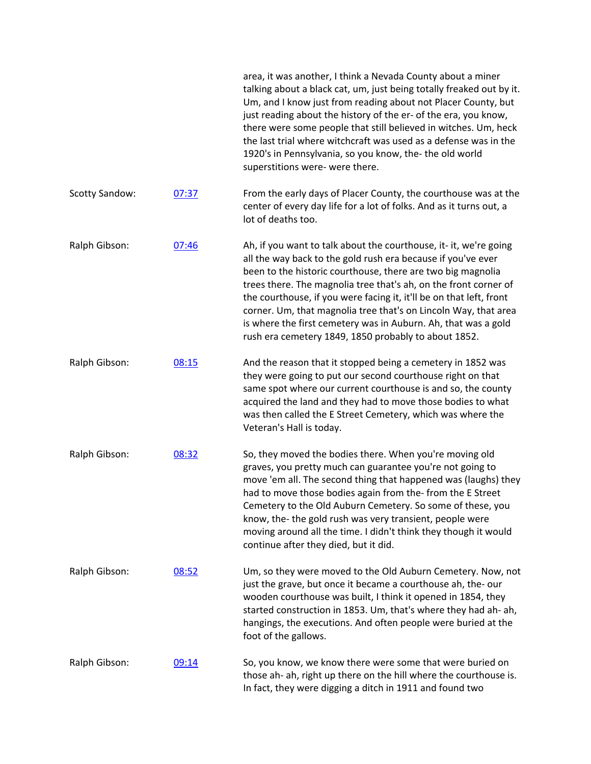| | | |
|---|---|---|
| | | area, it was another, I think a Nevada County about a miner talking about a black cat, um, just being totally freaked out by it. Um, and I know just from reading about not Placer County, but just reading about the history of the er- of the era, you know, there were some people that still believed in witches. Um, heck the last trial where witchcraft was used as a defense was in the 1920's in Pennsylvania, so you know, the- the old world superstitions were- were there. |
| Scotty Sandow: | 07:37 | From the early days of Placer County, the courthouse was at the center of every day life for a lot of folks. And as it turns out, a lot of deaths too. |
| Ralph Gibson: | 07:46 | Ah, if you want to talk about the courthouse, it- it, we're going all the way back to the gold rush era because if you've ever been to the historic courthouse, there are two big magnolia trees there. The magnolia tree that's ah, on the front corner of the courthouse, if you were facing it, it'll be on that left, front corner. Um, that magnolia tree that's on Lincoln Way, that area is where the first cemetery was in Auburn. Ah, that was a gold rush era cemetery 1849, 1850 probably to about 1852. |
| Ralph Gibson: | 08:15 | And the reason that it stopped being a cemetery in 1852 was they were going to put our second courthouse right on that same spot where our current courthouse is and so, the county acquired the land and they had to move those bodies to what was then called the E Street Cemetery, which was where the Veteran's Hall is today. |
| Ralph Gibson: | 08:32 | So, they moved the bodies there. When you're moving old graves, you pretty much can guarantee you're not going to move 'em all. The second thing that happened was (laughs) they had to move those bodies again from the- from the E Street Cemetery to the Old Auburn Cemetery. So some of these, you know, the- the gold rush was very transient, people were moving around all the time. I didn't think they though it would continue after they died, but it did. |
| Ralph Gibson: | 08:52 | Um, so they were moved to the Old Auburn Cemetery. Now, not just the grave, but once it became a courthouse ah, the- our wooden courthouse was built, I think it opened in 1854, they started construction in 1853. Um, that's where they had ah- ah, hangings, the executions. And often people were buried at the foot of the gallows. |
| Ralph Gibson: | 09:14 | So, you know, we know there were some that were buried on those ah- ah, right up there on the hill where the courthouse is. In fact, they were digging a ditch in 1911 and found two |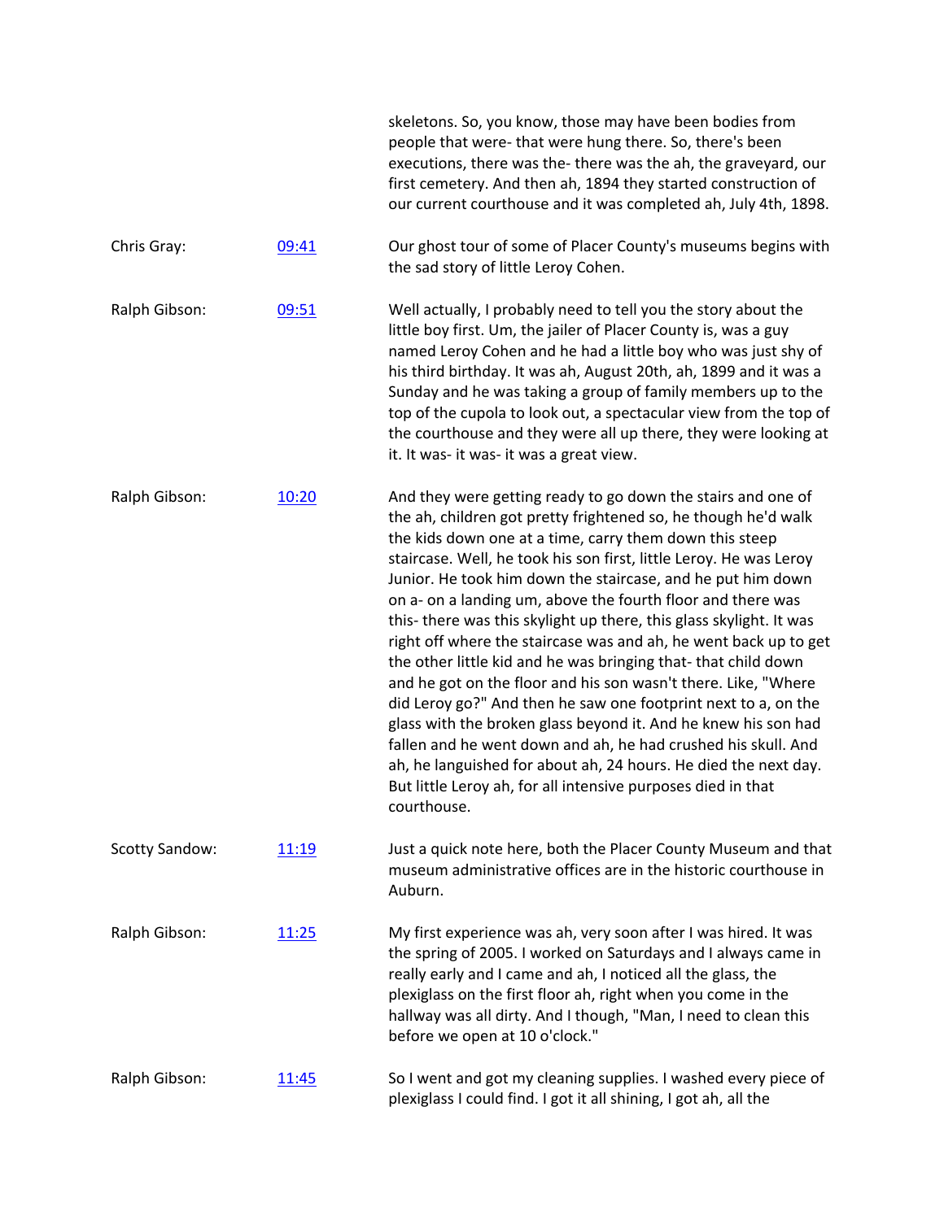skeletons. So, you know, those may have been bodies from people that were- that were hung there. So, there's been executions, there was the- there was the ah, the graveyard, our first cemetery. And then ah, 1894 they started construction of our current courthouse and it was completed ah, July 4th, 1898.

Chris Gray: [09:41] Our ghost tour of some of Placer County's museums begins with the sad story of little Leroy Cohen.

Ralph Gibson: [09:51] Well actually, I probably need to tell you the story about the little boy first. Um, the jailer of Placer County is, was a guy named Leroy Cohen and he had a little boy who was just shy of his third birthday. It was ah, August 20th, ah, 1899 and it was a Sunday and he was taking a group of family members up to the top of the cupola to look out, a spectacular view from the top of the courthouse and they were all up there, they were looking at it. It was- it was- it was a great view.

Ralph Gibson: [10:20] And they were getting ready to go down the stairs and one of the ah, children got pretty frightened so, he though he'd walk the kids down one at a time, carry them down this steep staircase. Well, he took his son first, little Leroy. He was Leroy Junior. He took him down the staircase, and he put him down on a- on a landing um, above the fourth floor and there was this- there was this skylight up there, this glass skylight. It was right off where the staircase was and ah, he went back up to get the other little kid and he was bringing that- that child down and he got on the floor and his son wasn't there. Like, "Where did Leroy go?" And then he saw one footprint next to a, on the glass with the broken glass beyond it. And he knew his son had fallen and he went down and ah, he had crushed his skull. And ah, he languished for about ah, 24 hours. He died the next day. But little Leroy ah, for all intensive purposes died in that courthouse.

Scotty Sandow: [11:19] Just a quick note here, both the Placer County Museum and that museum administrative offices are in the historic courthouse in Auburn.

Ralph Gibson: [11:25] My first experience was ah, very soon after I was hired. It was the spring of 2005. I worked on Saturdays and I always came in really early and I came and ah, I noticed all the glass, the plexiglass on the first floor ah, right when you come in the hallway was all dirty. And I though, "Man, I need to clean this before we open at 10 o'clock."

Ralph Gibson: [11:45] So I went and got my cleaning supplies. I washed every piece of plexiglass I could find. I got it all shining, I got ah, all the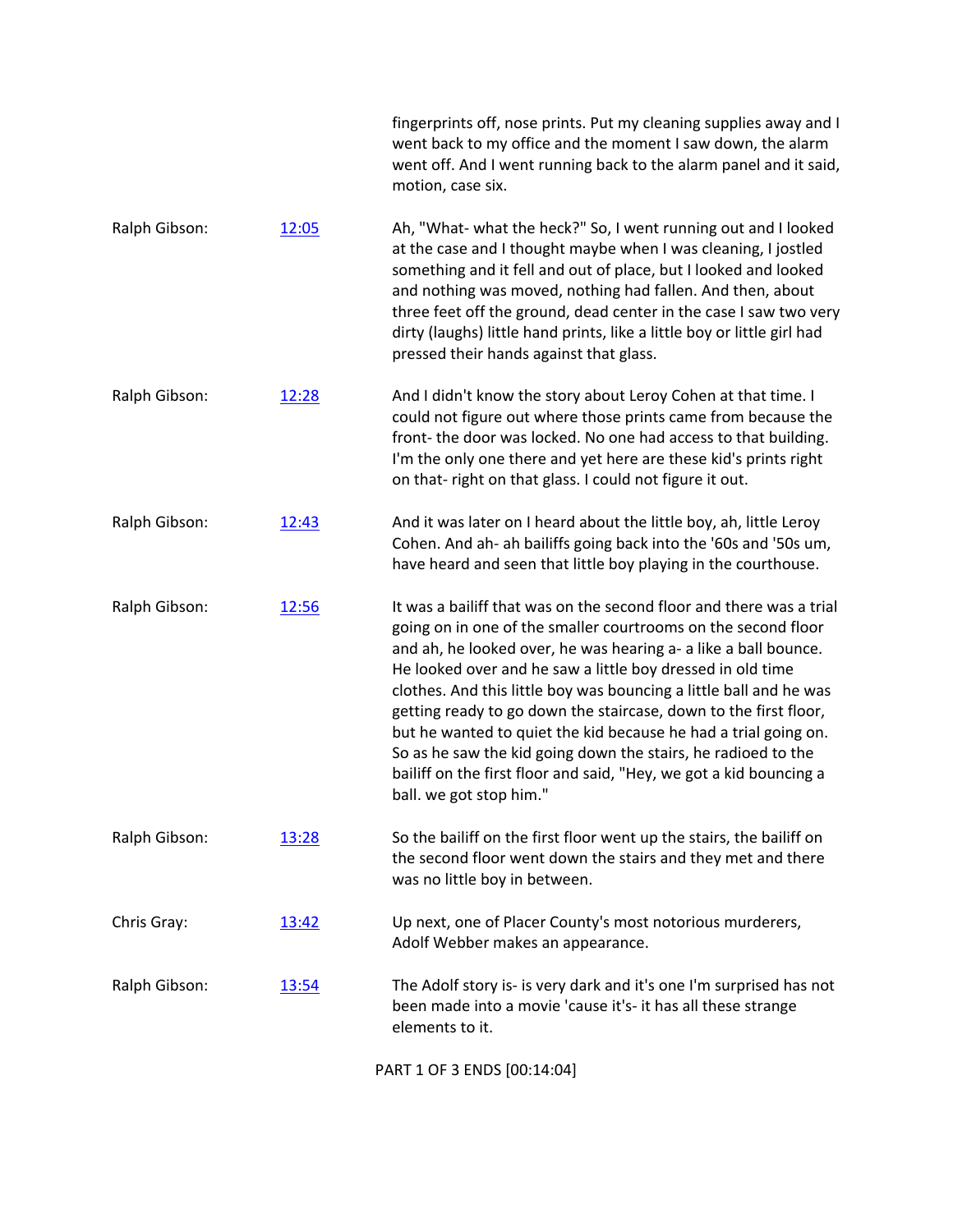fingerprints off, nose prints. Put my cleaning supplies away and I went back to my office and the moment I saw down, the alarm went off. And I went running back to the alarm panel and it said, motion, case six.

Ralph Gibson: [12:05](12:05) Ah, "What- what the heck?" So, I went running out and I looked at the case and I thought maybe when I was cleaning, I jostled something and it fell and out of place, but I looked and looked and nothing was moved, nothing had fallen. And then, about three feet off the ground, dead center in the case I saw two very dirty (laughs) little hand prints, like a little boy or little girl had pressed their hands against that glass.

Ralph Gibson: [12:28](12:28) And I didn't know the story about Leroy Cohen at that time. I could not figure out where those prints came from because the front- the door was locked. No one had access to that building. I'm the only one there and yet here are these kid's prints right on that- right on that glass. I could not figure it out.

Ralph Gibson: [12:43](12:43) And it was later on I heard about the little boy, ah, little Leroy Cohen. And ah- ah bailiffs going back into the '60s and '50s um, have heard and seen that little boy playing in the courthouse.

Ralph Gibson: [12:56](12:56) It was a bailiff that was on the second floor and there was a trial going on in one of the smaller courtrooms on the second floor and ah, he looked over, he was hearing a- a like a ball bounce. He looked over and he saw a little boy dressed in old time clothes. And this little boy was bouncing a little ball and he was getting ready to go down the staircase, down to the first floor, but he wanted to quiet the kid because he had a trial going on. So as he saw the kid going down the stairs, he radioed to the bailiff on the first floor and said, "Hey, we got a kid bouncing a ball. we got stop him."

Ralph Gibson: [13:28](13:28) So the bailiff on the first floor went up the stairs, the bailiff on the second floor went down the stairs and they met and there was no little boy in between.

Chris Gray: [13:42](13:42) Up next, one of Placer County's most notorious murderers, Adolf Webber makes an appearance.

Ralph Gibson: [13:54](13:54) The Adolf story is- is very dark and it's one I'm surprised has not been made into a movie 'cause it's- it has all these strange elements to it.

PART 1 OF 3 ENDS [00:14:04]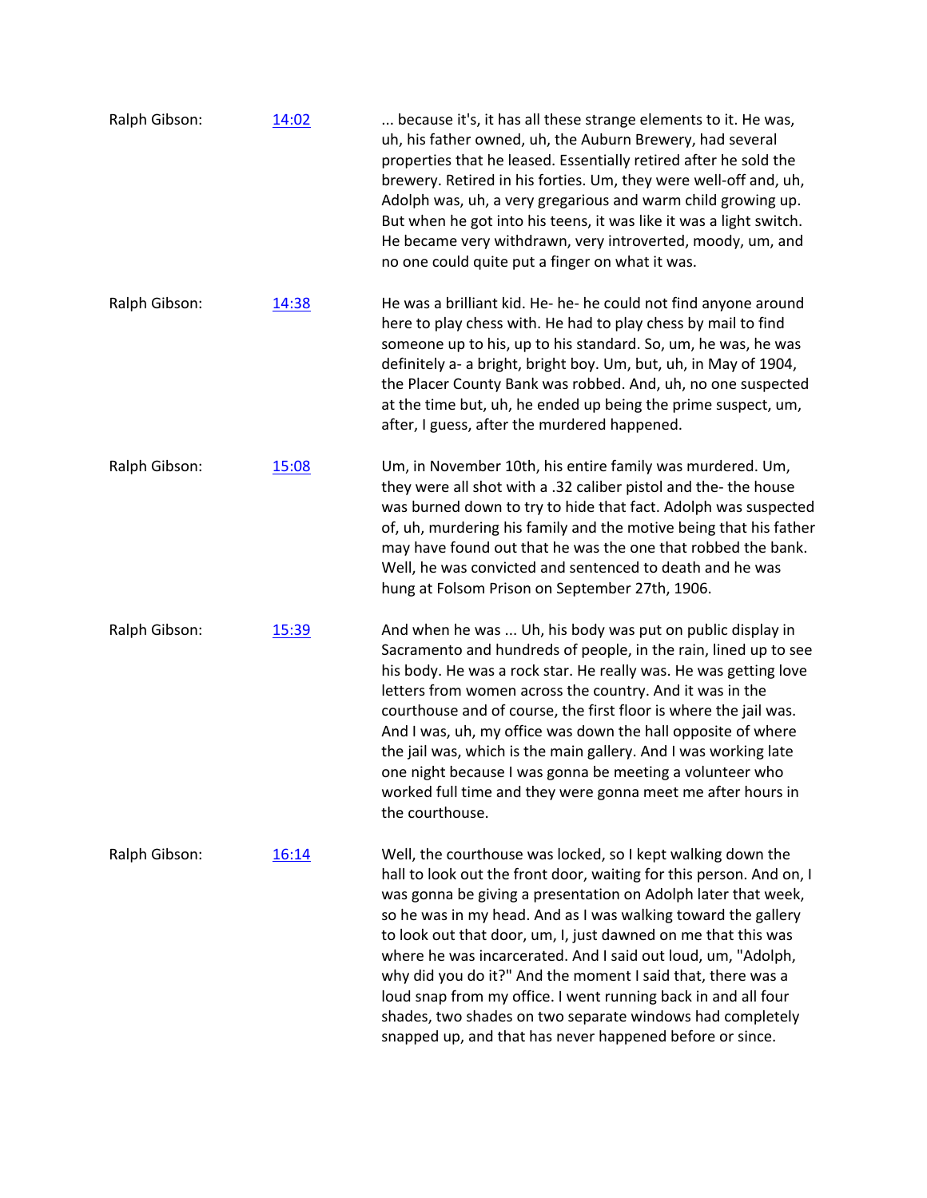Ralph Gibson: [14:02] ... because it's, it has all these strange elements to it. He was, uh, his father owned, uh, the Auburn Brewery, had several properties that he leased. Essentially retired after he sold the brewery. Retired in his forties. Um, they were well-off and, uh, Adolph was, uh, a very gregarious and warm child growing up. But when he got into his teens, it was like it was a light switch. He became very withdrawn, very introverted, moody, um, and no one could quite put a finger on what it was.

Ralph Gibson: [14:38] He was a brilliant kid. He- he- he could not find anyone around here to play chess with. He had to play chess by mail to find someone up to his, up to his standard. So, um, he was, he was definitely a- a bright, bright boy. Um, but, uh, in May of 1904, the Placer County Bank was robbed. And, uh, no one suspected at the time but, uh, he ended up being the prime suspect, um, after, I guess, after the murdered happened.

Ralph Gibson: [15:08] Um, in November 10th, his entire family was murdered. Um, they were all shot with a .32 caliber pistol and the- the house was burned down to try to hide that fact. Adolph was suspected of, uh, murdering his family and the motive being that his father may have found out that he was the one that robbed the bank. Well, he was convicted and sentenced to death and he was hung at Folsom Prison on September 27th, 1906.

Ralph Gibson: [15:39] And when he was ... Uh, his body was put on public display in Sacramento and hundreds of people, in the rain, lined up to see his body. He was a rock star. He really was. He was getting love letters from women across the country. And it was in the courthouse and of course, the first floor is where the jail was. And I was, uh, my office was down the hall opposite of where the jail was, which is the main gallery. And I was working late one night because I was gonna be meeting a volunteer who worked full time and they were gonna meet me after hours in the courthouse.

Ralph Gibson: [16:14] Well, the courthouse was locked, so I kept walking down the hall to look out the front door, waiting for this person. And on, I was gonna be giving a presentation on Adolph later that week, so he was in my head. And as I was walking toward the gallery to look out that door, um, I, just dawned on me that this was where he was incarcerated. And I said out loud, um, "Adolph, why did you do it?" And the moment I said that, there was a loud snap from my office. I went running back in and all four shades, two shades on two separate windows had completely snapped up, and that has never happened before or since.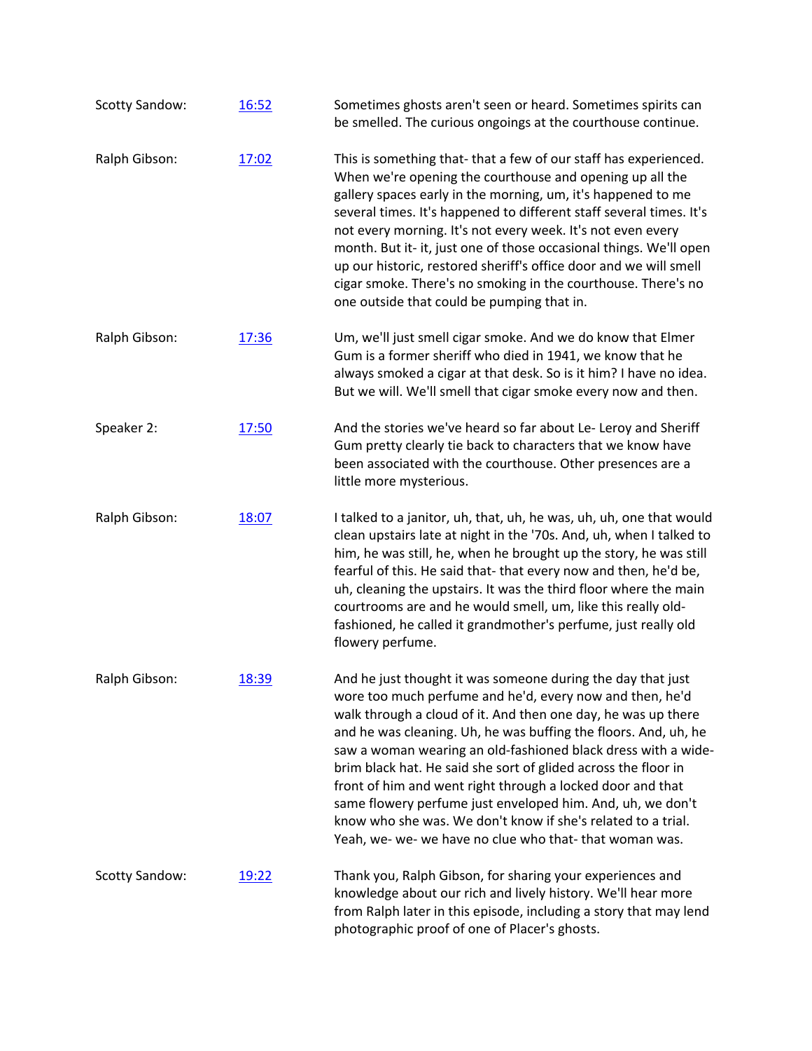Scotty Sandow: [16:52] Sometimes ghosts aren't seen or heard. Sometimes spirits can be smelled. The curious ongoings at the courthouse continue.

Ralph Gibson: [17:02] This is something that- that a few of our staff has experienced. When we're opening the courthouse and opening up all the gallery spaces early in the morning, um, it's happened to me several times. It's happened to different staff several times. It's not every morning. It's not every week. It's not even every month. But it- it, just one of those occasional things. We'll open up our historic, restored sheriff's office door and we will smell cigar smoke. There's no smoking in the courthouse. There's no one outside that could be pumping that in.

Ralph Gibson: [17:36] Um, we'll just smell cigar smoke. And we do know that Elmer Gum is a former sheriff who died in 1941, we know that he always smoked a cigar at that desk. So is it him? I have no idea. But we will. We'll smell that cigar smoke every now and then.

Speaker 2: [17:50] And the stories we've heard so far about Le- Leroy and Sheriff Gum pretty clearly tie back to characters that we know have been associated with the courthouse. Other presences are a little more mysterious.

Ralph Gibson: [18:07] I talked to a janitor, uh, that, uh, he was, uh, uh, one that would clean upstairs late at night in the '70s. And, uh, when I talked to him, he was still, he, when he brought up the story, he was still fearful of this. He said that- that every now and then, he'd be, uh, cleaning the upstairs. It was the third floor where the main courtrooms are and he would smell, um, like this really old-fashioned, he called it grandmother's perfume, just really old flowery perfume.

Ralph Gibson: [18:39] And he just thought it was someone during the day that just wore too much perfume and he'd, every now and then, he'd walk through a cloud of it. And then one day, he was up there and he was cleaning. Uh, he was buffing the floors. And, uh, he saw a woman wearing an old-fashioned black dress with a wide-brim black hat. He said she sort of glided across the floor in front of him and went right through a locked door and that same flowery perfume just enveloped him. And, uh, we don't know who she was. We don't know if she's related to a trial. Yeah, we- we- we have no clue who that- that woman was.

Scotty Sandow: [19:22] Thank you, Ralph Gibson, for sharing your experiences and knowledge about our rich and lively history. We'll hear more from Ralph later in this episode, including a story that may lend photographic proof of one of Placer's ghosts.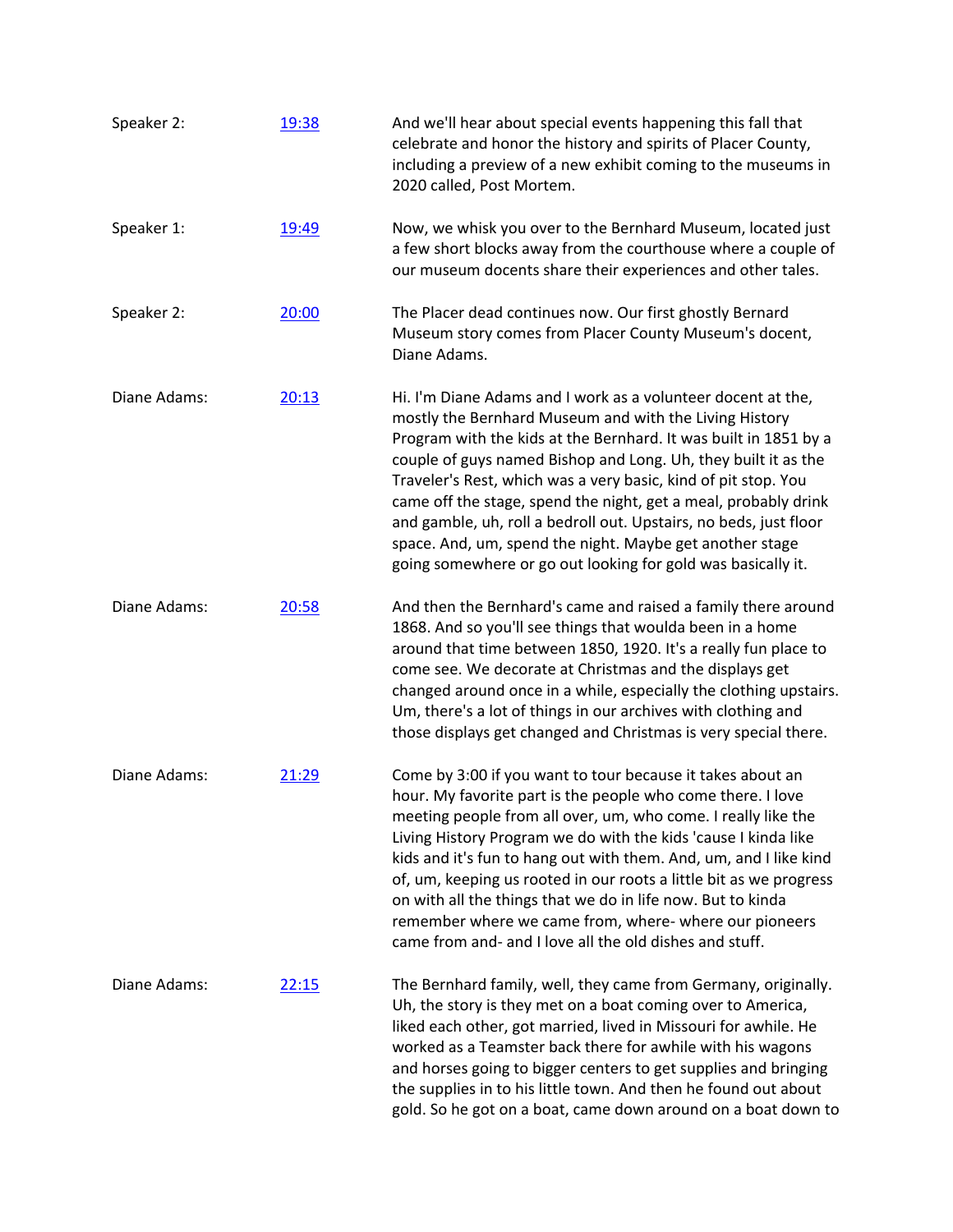| | | |
|---|---|---|
| Speaker 2: | [19:38]() | And we'll hear about special events happening this fall that celebrate and honor the history and spirits of Placer County, including a preview of a new exhibit coming to the museums in 2020 called, Post Mortem. |
| Speaker 1: | [19:49]() | Now, we whisk you over to the Bernhard Museum, located just a few short blocks away from the courthouse where a couple of our museum docents share their experiences and other tales. |
| Speaker 2: | [20:00]() | The Placer dead continues now. Our first ghostly Bernard Museum story comes from Placer County Museum's docent, Diane Adams. |
| Diane Adams: | [20:13]() | Hi. I'm Diane Adams and I work as a volunteer docent at the, mostly the Bernhard Museum and with the Living History Program with the kids at the Bernhard. It was built in 1851 by a couple of guys named Bishop and Long. Uh, they built it as the Traveler's Rest, which was a very basic, kind of pit stop. You came off the stage, spend the night, get a meal, probably drink and gamble, uh, roll a bedroll out. Upstairs, no beds, just floor space. And, um, spend the night. Maybe get another stage going somewhere or go out looking for gold was basically it. |
| Diane Adams: | [20:58]() | And then the Bernhard's came and raised a family there around 1868. And so you'll see things that woulda been in a home around that time between 1850, 1920. It's a really fun place to come see. We decorate at Christmas and the displays get changed around once in a while, especially the clothing upstairs. Um, there's a lot of things in our archives with clothing and those displays get changed and Christmas is very special there. |
| Diane Adams: | [21:29]() | Come by 3:00 if you want to tour because it takes about an hour. My favorite part is the people who come there. I love meeting people from all over, um, who come. I really like the Living History Program we do with the kids 'cause I kinda like kids and it's fun to hang out with them. And, um, and I like kind of, um, keeping us rooted in our roots a little bit as we progress on with all the things that we do in life now. But to kinda remember where we came from, where- where our pioneers came from and- and I love all the old dishes and stuff. |
| Diane Adams: | [22:15]() | The Bernhard family, well, they came from Germany, originally. Uh, the story is they met on a boat coming over to America, liked each other, got married, lived in Missouri for awhile. He worked as a Teamster back there for awhile with his wagons and horses going to bigger centers to get supplies and bringing the supplies in to his little town. And then he found out about gold. So he got on a boat, came down around on a boat down to |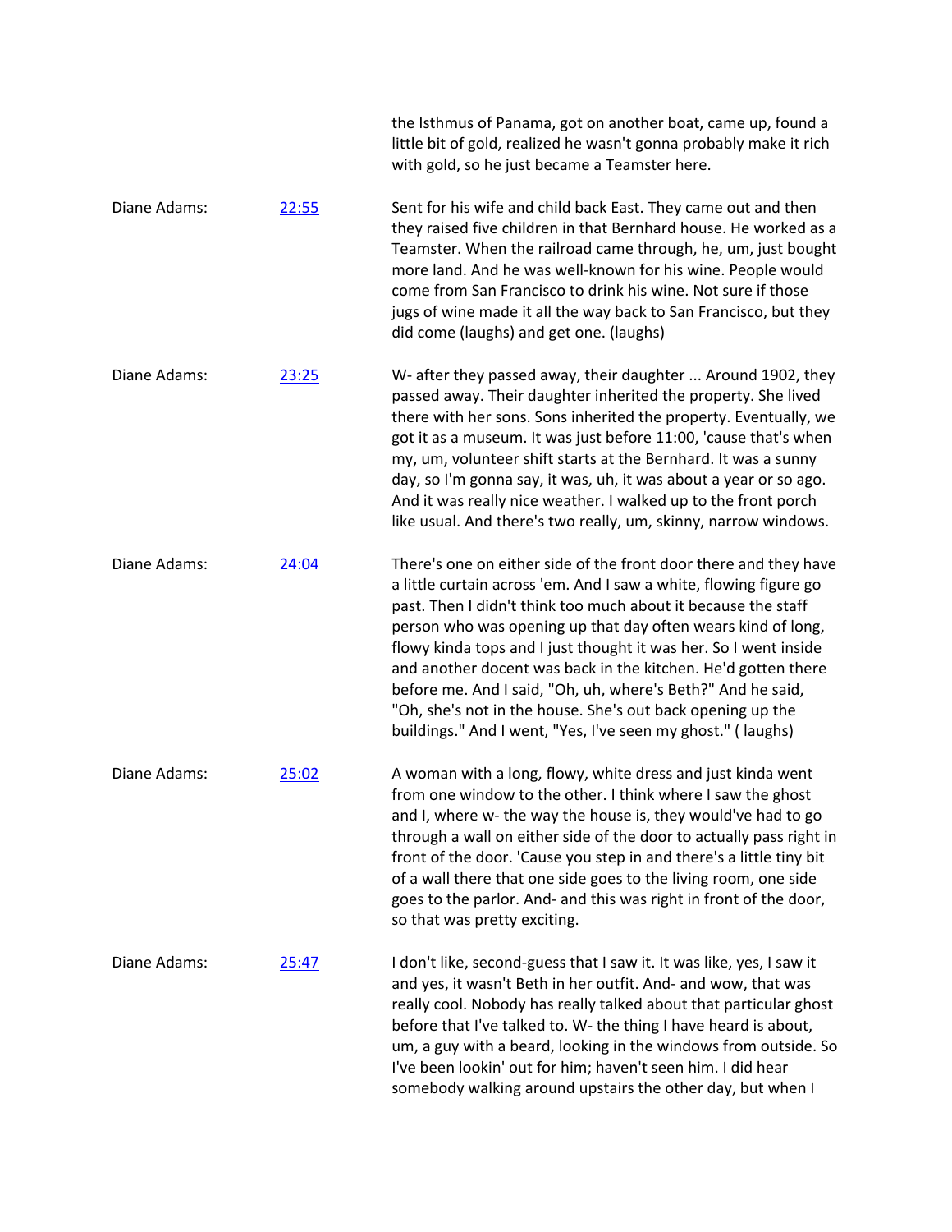the Isthmus of Panama, got on another boat, came up, found a little bit of gold, realized he wasn't gonna probably make it rich with gold, so he just became a Teamster here.

Diane Adams: [22:55] Sent for his wife and child back East. They came out and then they raised five children in that Bernhard house. He worked as a Teamster. When the railroad came through, he, um, just bought more land. And he was well-known for his wine. People would come from San Francisco to drink his wine. Not sure if those jugs of wine made it all the way back to San Francisco, but they did come (laughs) and get one. (laughs)

Diane Adams: [23:25] W- after they passed away, their daughter ... Around 1902, they passed away. Their daughter inherited the property. She lived there with her sons. Sons inherited the property. Eventually, we got it as a museum. It was just before 11:00, 'cause that's when my, um, volunteer shift starts at the Bernhard. It was a sunny day, so I'm gonna say, it was, uh, it was about a year or so ago. And it was really nice weather. I walked up to the front porch like usual. And there's two really, um, skinny, narrow windows.

Diane Adams: [24:04] There's one on either side of the front door there and they have a little curtain across 'em. And I saw a white, flowing figure go past. Then I didn't think too much about it because the staff person who was opening up that day often wears kind of long, flowy kinda tops and I just thought it was her. So I went inside and another docent was back in the kitchen. He'd gotten there before me. And I said, "Oh, uh, where's Beth?" And he said, "Oh, she's not in the house. She's out back opening up the buildings." And I went, "Yes, I've seen my ghost." ( laughs)

Diane Adams: [25:02] A woman with a long, flowy, white dress and just kinda went from one window to the other. I think where I saw the ghost and I, where w- the way the house is, they would've had to go through a wall on either side of the door to actually pass right in front of the door. 'Cause you step in and there's a little tiny bit of a wall there that one side goes to the living room, one side goes to the parlor. And- and this was right in front of the door, so that was pretty exciting.

Diane Adams: [25:47] I don't like, second-guess that I saw it. It was like, yes, I saw it and yes, it wasn't Beth in her outfit. And- and wow, that was really cool. Nobody has really talked about that particular ghost before that I've talked to. W- the thing I have heard is about, um, a guy with a beard, looking in the windows from outside. So I've been lookin' out for him; haven't seen him. I did hear somebody walking around upstairs the other day, but when I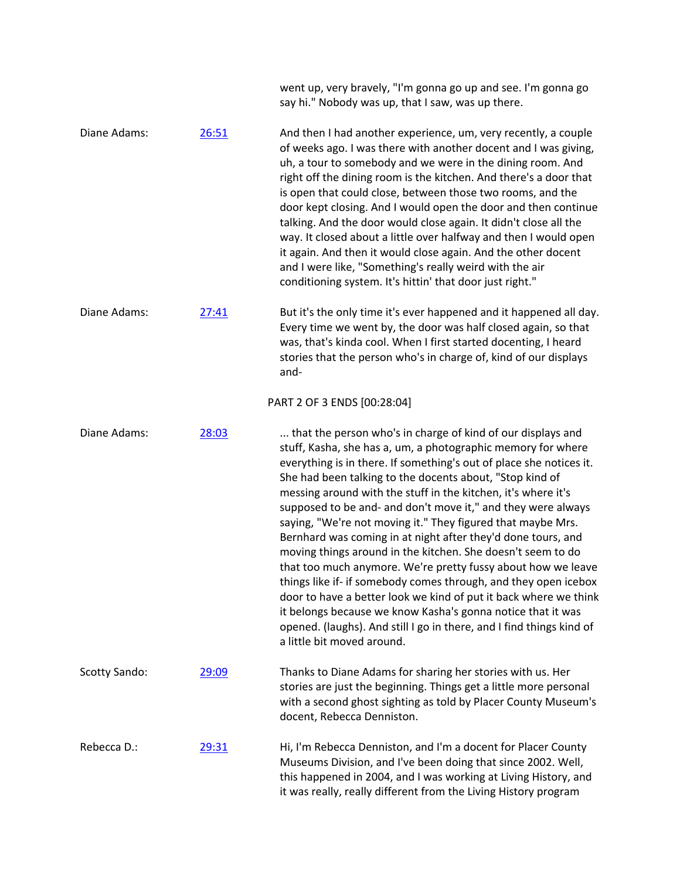went up, very bravely, "I'm gonna go up and see. I'm gonna go say hi." Nobody was up, that I saw, was up there.

Diane Adams: 26:51

And then I had another experience, um, very recently, a couple of weeks ago. I was there with another docent and I was giving, uh, a tour to somebody and we were in the dining room. And right off the dining room is the kitchen. And there's a door that is open that could close, between those two rooms, and the door kept closing. And I would open the door and then continue talking. And the door would close again. It didn't close all the way. It closed about a little over halfway and then I would open it again. And then it would close again. And the other docent and I were like, "Something's really weird with the air conditioning system. It's hittin' that door just right."

Diane Adams: 27:41

But it's the only time it's ever happened and it happened all day. Every time we went by, the door was half closed again, so that was, that's kinda cool. When I first started docenting, I heard stories that the person who's in charge of, kind of our displays and-

PART 2 OF 3 ENDS [00:28:04]

Diane Adams: 28:03

... that the person who's in charge of kind of our displays and stuff, Kasha, she has a, um, a photographic memory for where everything is in there. If something's out of place she notices it. She had been talking to the docents about, "Stop kind of messing around with the stuff in the kitchen, it's where it's supposed to be and- and don't move it," and they were always saying, "We're not moving it." They figured that maybe Mrs. Bernhard was coming in at night after they'd done tours, and moving things around in the kitchen. She doesn't seem to do that too much anymore. We're pretty fussy about how we leave things like if- if somebody comes through, and they open icebox door to have a better look we kind of put it back where we think it belongs because we know Kasha's gonna notice that it was opened. (laughs). And still I go in there, and I find things kind of a little bit moved around.

Scotty Sando: 29:09

Thanks to Diane Adams for sharing her stories with us. Her stories are just the beginning. Things get a little more personal with a second ghost sighting as told by Placer County Museum's docent, Rebecca Denniston.

Rebecca D.: 29:31

Hi, I'm Rebecca Denniston, and I'm a docent for Placer County Museums Division, and I've been doing that since 2002. Well, this happened in 2004, and I was working at Living History, and it was really, really different from the Living History program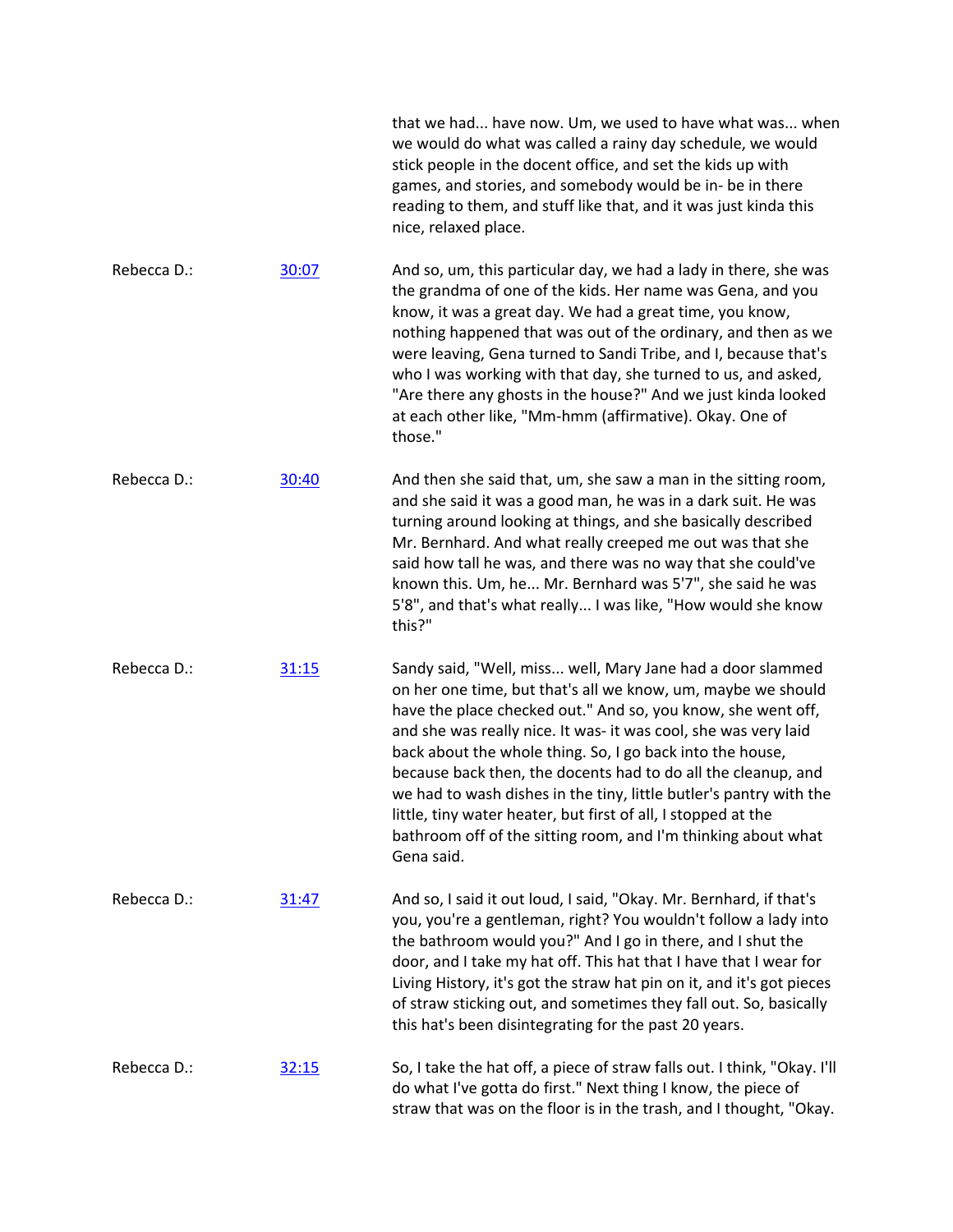that we had... have now. Um, we used to have what was... when we would do what was called a rainy day schedule, we would stick people in the docent office, and set the kids up with games, and stories, and somebody would be in- be in there reading to them, and stuff like that, and it was just kinda this nice, relaxed place.

Rebecca D.: [30:07] And so, um, this particular day, we had a lady in there, she was the grandma of one of the kids. Her name was Gena, and you know, it was a great day. We had a great time, you know, nothing happened that was out of the ordinary, and then as we were leaving, Gena turned to Sandi Tribe, and I, because that's who I was working with that day, she turned to us, and asked, "Are there any ghosts in the house?" And we just kinda looked at each other like, "Mm-hmm (affirmative). Okay. One of those."

Rebecca D.: [30:40] And then she said that, um, she saw a man in the sitting room, and she said it was a good man, he was in a dark suit. He was turning around looking at things, and she basically described Mr. Bernhard. And what really creeped me out was that she said how tall he was, and there was no way that she could've known this. Um, he... Mr. Bernhard was 5'7", she said he was 5'8", and that's what really... I was like, "How would she know this?"

Rebecca D.: [31:15] Sandy said, "Well, miss... well, Mary Jane had a door slammed on her one time, but that's all we know, um, maybe we should have the place checked out." And so, you know, she went off, and she was really nice. It was- it was cool, she was very laid back about the whole thing. So, I go back into the house, because back then, the docents had to do all the cleanup, and we had to wash dishes in the tiny, little butler's pantry with the little, tiny water heater, but first of all, I stopped at the bathroom off of the sitting room, and I'm thinking about what Gena said.

Rebecca D.: [31:47] And so, I said it out loud, I said, "Okay. Mr. Bernhard, if that's you, you're a gentleman, right? You wouldn't follow a lady into the bathroom would you?" And I go in there, and I shut the door, and I take my hat off. This hat that I have that I wear for Living History, it's got the straw hat pin on it, and it's got pieces of straw sticking out, and sometimes they fall out. So, basically this hat's been disintegrating for the past 20 years.

Rebecca D.: [32:15] So, I take the hat off, a piece of straw falls out. I think, "Okay. I'll do what I've gotta do first." Next thing I know, the piece of straw that was on the floor is in the trash, and I thought, "Okay.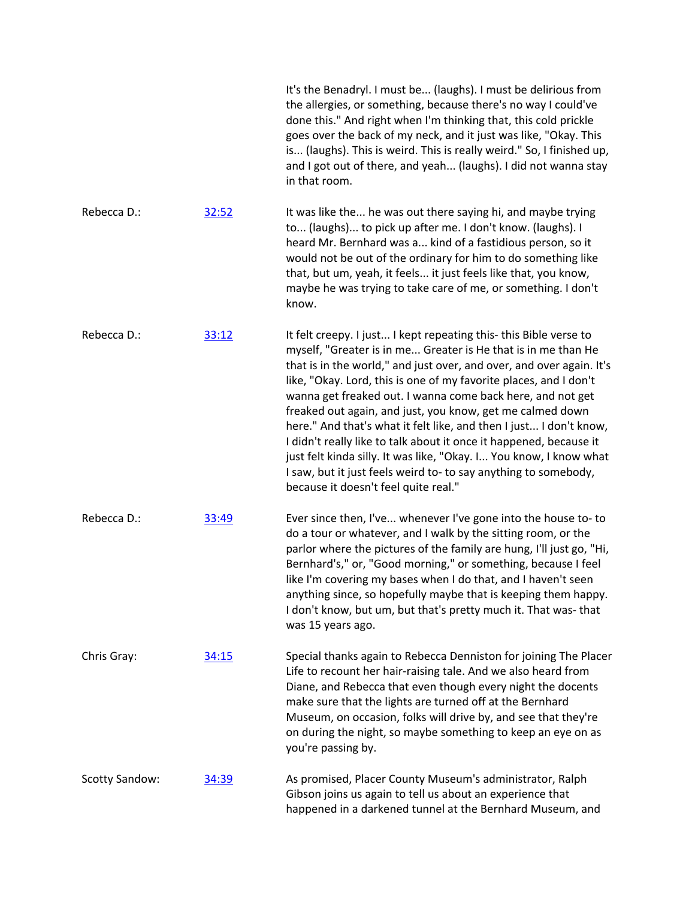It's the Benadryl. I must be... (laughs). I must be delirious from the allergies, or something, because there's no way I could've done this." And right when I'm thinking that, this cold prickle goes over the back of my neck, and it just was like, "Okay. This is... (laughs). This is weird. This is really weird." So, I finished up, and I got out of there, and yeah... (laughs). I did not wanna stay in that room.

**Rebecca D.:** [32:52]

It was like the... he was out there saying hi, and maybe trying to... (laughs)... to pick up after me. I don't know. (laughs). I heard Mr. Bernhard was a... kind of a fastidious person, so it would not be out of the ordinary for him to do something like that, but um, yeah, it feels... it just feels like that, you know, maybe he was trying to take care of me, or something. I don't know.

**Rebecca D.:** [33:12]

It felt creepy. I just... I kept repeating this- this Bible verse to myself, "Greater is in me... Greater is He that is in me than He that is in the world," and just over, and over, and over again. It's like, "Okay. Lord, this is one of my favorite places, and I don't wanna get freaked out. I wanna come back here, and not get freaked out again, and just, you know, get me calmed down here." And that's what it felt like, and then I just... I don't know, I didn't really like to talk about it once it happened, because it just felt kinda silly. It was like, "Okay. I... You know, I know what I saw, but it just feels weird to- to say anything to somebody, because it doesn't feel quite real."

**Rebecca D.:** [33:49]

Ever since then, I've... whenever I've gone into the house to- to do a tour or whatever, and I walk by the sitting room, or the parlor where the pictures of the family are hung, I'll just go, "Hi, Bernhard's," or, "Good morning," or something, because I feel like I'm covering my bases when I do that, and I haven't seen anything since, so hopefully maybe that is keeping them happy. I don't know, but um, but that's pretty much it. That was- that was 15 years ago.

**Chris Gray:** [34:15]

Special thanks again to Rebecca Denniston for joining The Placer Life to recount her hair-raising tale. And we also heard from Diane, and Rebecca that even though every night the docents make sure that the lights are turned off at the Bernhard Museum, on occasion, folks will drive by, and see that they're on during the night, so maybe something to keep an eye on as you're passing by.

**Scotty Sandow:** [34:39]

As promised, Placer County Museum's administrator, Ralph Gibson joins us again to tell us about an experience that happened in a darkened tunnel at the Bernhard Museum, and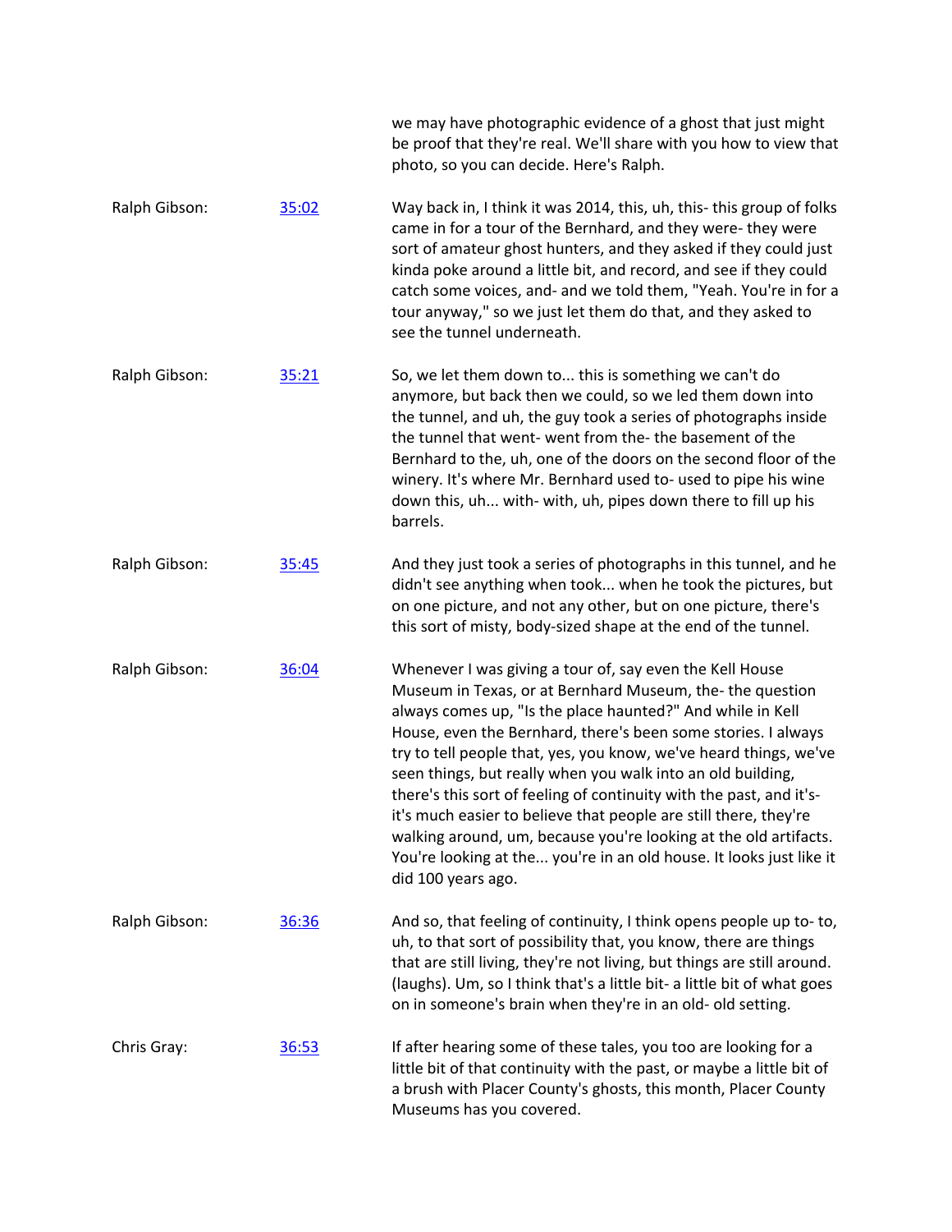we may have photographic evidence of a ghost that just might be proof that they're real. We'll share with you how to view that photo, so you can decide. Here's Ralph.

**Ralph Gibson:** [35:02](#)

Way back in, I think it was 2014, this, uh, this- this group of folks came in for a tour of the Bernhard, and they were- they were sort of amateur ghost hunters, and they asked if they could just kinda poke around a little bit, and record, and see if they could catch some voices, and- and we told them, "Yeah. You're in for a tour anyway," so we just let them do that, and they asked to see the tunnel underneath.

**Ralph Gibson:** [35:21](#)

So, we let them down to... this is something we can't do anymore, but back then we could, so we led them down into the tunnel, and uh, the guy took a series of photographs inside the tunnel that went- went from the- the basement of the Bernhard to the, uh, one of the doors on the second floor of the winery. It's where Mr. Bernhard used to- used to pipe his wine down this, uh... with- with, uh, pipes down there to fill up his barrels.

**Ralph Gibson:** [35:45](#)

And they just took a series of photographs in this tunnel, and he didn't see anything when took... when he took the pictures, but on one picture, and not any other, but on one picture, there's this sort of misty, body-sized shape at the end of the tunnel.

**Ralph Gibson:** [36:04](#)

Whenever I was giving a tour of, say even the Kell House Museum in Texas, or at Bernhard Museum, the- the question always comes up, "Is the place haunted?" And while in Kell House, even the Bernhard, there's been some stories. I always try to tell people that, yes, you know, we've heard things, we've seen things, but really when you walk into an old building, there's this sort of feeling of continuity with the past, and it's- it's much easier to believe that people are still there, they're walking around, um, because you're looking at the old artifacts. You're looking at the... you're in an old house. It looks just like it did 100 years ago.

**Ralph Gibson:** [36:36](#)

And so, that feeling of continuity, I think opens people up to- to, uh, to that sort of possibility that, you know, there are things that are still living, they're not living, but things are still around. (laughs). Um, so I think that's a little bit- a little bit of what goes on in someone's brain when they're in an old- old setting.

**Chris Gray:** [36:53](#)

If after hearing some of these tales, you too are looking for a little bit of that continuity with the past, or maybe a little bit of a brush with Placer County's ghosts, this month, Placer County Museums has you covered.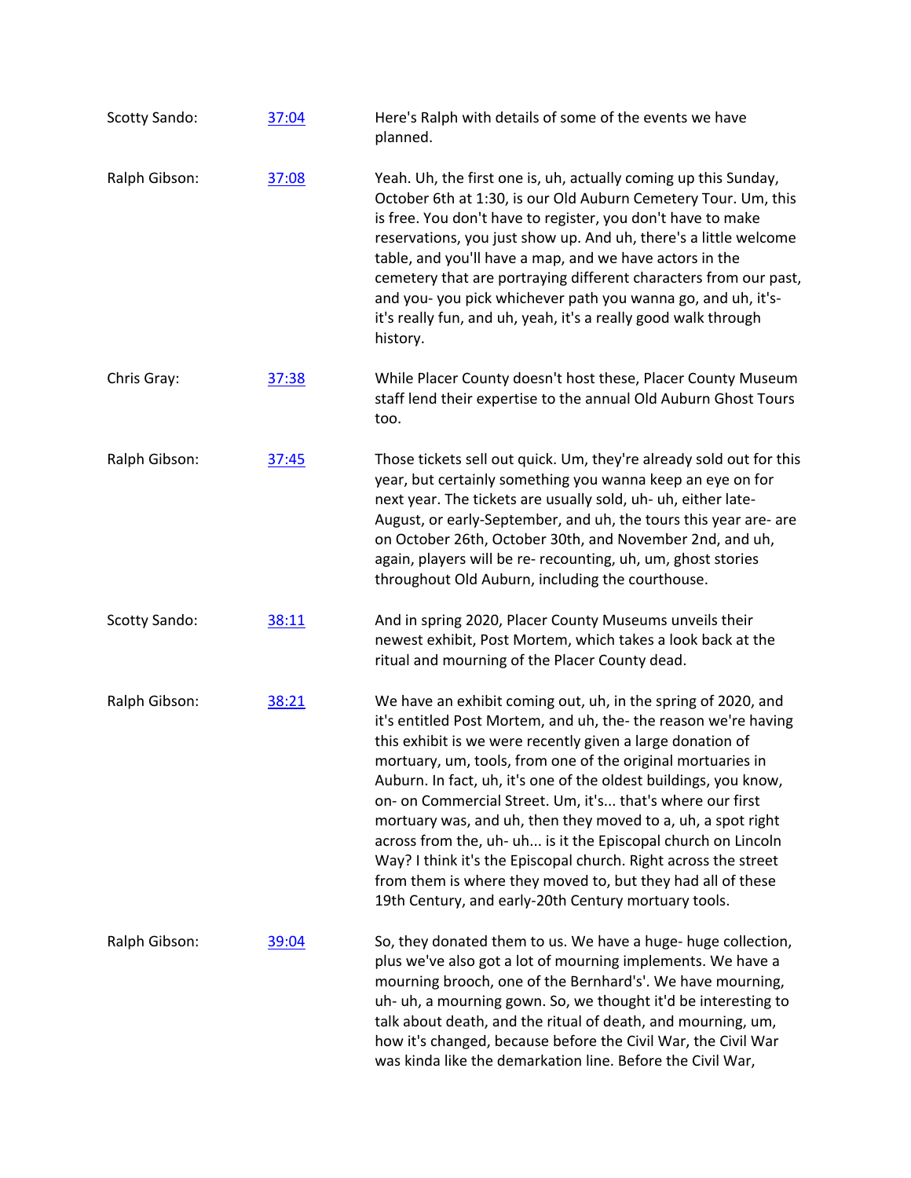| | | |
|---|---|---|
| Scotty Sando: | [37:04]() | Here's Ralph with details of some of the events we have planned. |
| Ralph Gibson: | [37:08]() | Yeah. Uh, the first one is, uh, actually coming up this Sunday, October 6th at 1:30, is our Old Auburn Cemetery Tour. Um, this is free. You don't have to register, you don't have to make reservations, you just show up. And uh, there's a little welcome table, and you'll have a map, and we have actors in the cemetery that are portraying different characters from our past, and you- you pick whichever path you wanna go, and uh, it's- it's really fun, and uh, yeah, it's a really good walk through history. |
| Chris Gray: | [37:38]() | While Placer County doesn't host these, Placer County Museum staff lend their expertise to the annual Old Auburn Ghost Tours too. |
| Ralph Gibson: | [37:45]() | Those tickets sell out quick. Um, they're already sold out for this year, but certainly something you wanna keep an eye on for next year. The tickets are usually sold, uh- uh, either late-August, or early-September, and uh, the tours this year are- are on October 26th, October 30th, and November 2nd, and uh, again, players will be re- recounting, uh, um, ghost stories throughout Old Auburn, including the courthouse. |
| Scotty Sando: | [38:11]() | And in spring 2020, Placer County Museums unveils their newest exhibit, Post Mortem, which takes a look back at the ritual and mourning of the Placer County dead. |
| Ralph Gibson: | [38:21]() | We have an exhibit coming out, uh, in the spring of 2020, and it's entitled Post Mortem, and uh, the- the reason we're having this exhibit is we were recently given a large donation of mortuary, um, tools, from one of the original mortuaries in Auburn. In fact, uh, it's one of the oldest buildings, you know, on- on Commercial Street. Um, it's... that's where our first mortuary was, and uh, then they moved to a, uh, a spot right across from the, uh- uh... is it the Episcopal church on Lincoln Way? I think it's the Episcopal church. Right across the street from them is where they moved to, but they had all of these 19th Century, and early-20th Century mortuary tools. |
| Ralph Gibson: | [39:04]() | So, they donated them to us. We have a huge- huge collection, plus we've also got a lot of mourning implements. We have a mourning brooch, one of the Bernhard's'. We have mourning, uh- uh, a mourning gown. So, we thought it'd be interesting to talk about death, and the ritual of death, and mourning, um, how it's changed, because before the Civil War, the Civil War was kinda like the demarkation line. Before the Civil War, |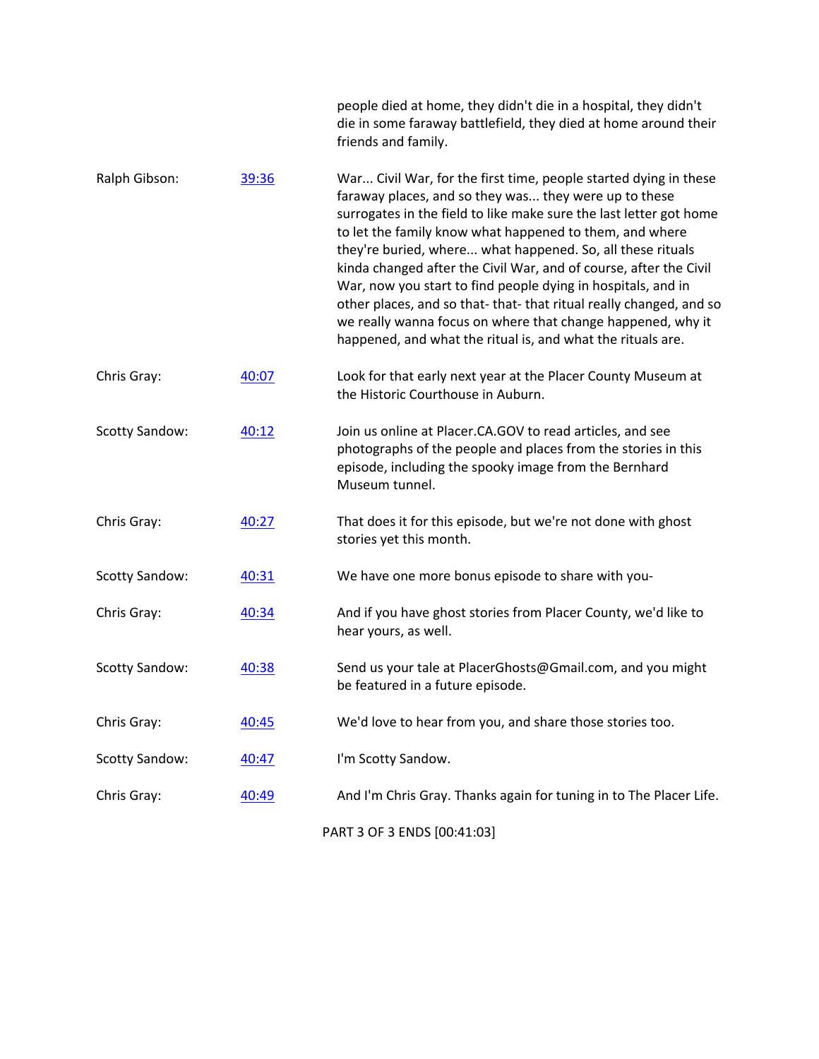people died at home, they didn't die in a hospital, they didn't die in some faraway battlefield, they died at home around their friends and family.

Ralph Gibson: 39:36 War... Civil War, for the first time, people started dying in these faraway places, and so they was... they were up to these surrogates in the field to like make sure the last letter got home to let the family know what happened to them, and where they're buried, where... what happened. So, all these rituals kinda changed after the Civil War, and of course, after the Civil War, now you start to find people dying in hospitals, and in other places, and so that- that- that ritual really changed, and so we really wanna focus on where that change happened, why it happened, and what the ritual is, and what the rituals are.

Chris Gray: 40:07 Look for that early next year at the Placer County Museum at the Historic Courthouse in Auburn.

Scotty Sandow: 40:12 Join us online at Placer.CA.GOV to read articles, and see photographs of the people and places from the stories in this episode, including the spooky image from the Bernhard Museum tunnel.

Chris Gray: 40:27 That does it for this episode, but we're not done with ghost stories yet this month.

Scotty Sandow: 40:31 We have one more bonus episode to share with you-

Chris Gray: 40:34 And if you have ghost stories from Placer County, we'd like to hear yours, as well.

Scotty Sandow: 40:38 Send us your tale at PlacerGhosts@Gmail.com, and you might be featured in a future episode.

Chris Gray: 40:45 We'd love to hear from you, and share those stories too.

Scotty Sandow: 40:47 I'm Scotty Sandow.

Chris Gray: 40:49 And I'm Chris Gray. Thanks again for tuning in to The Placer Life.

PART 3 OF 3 ENDS [00:41:03]